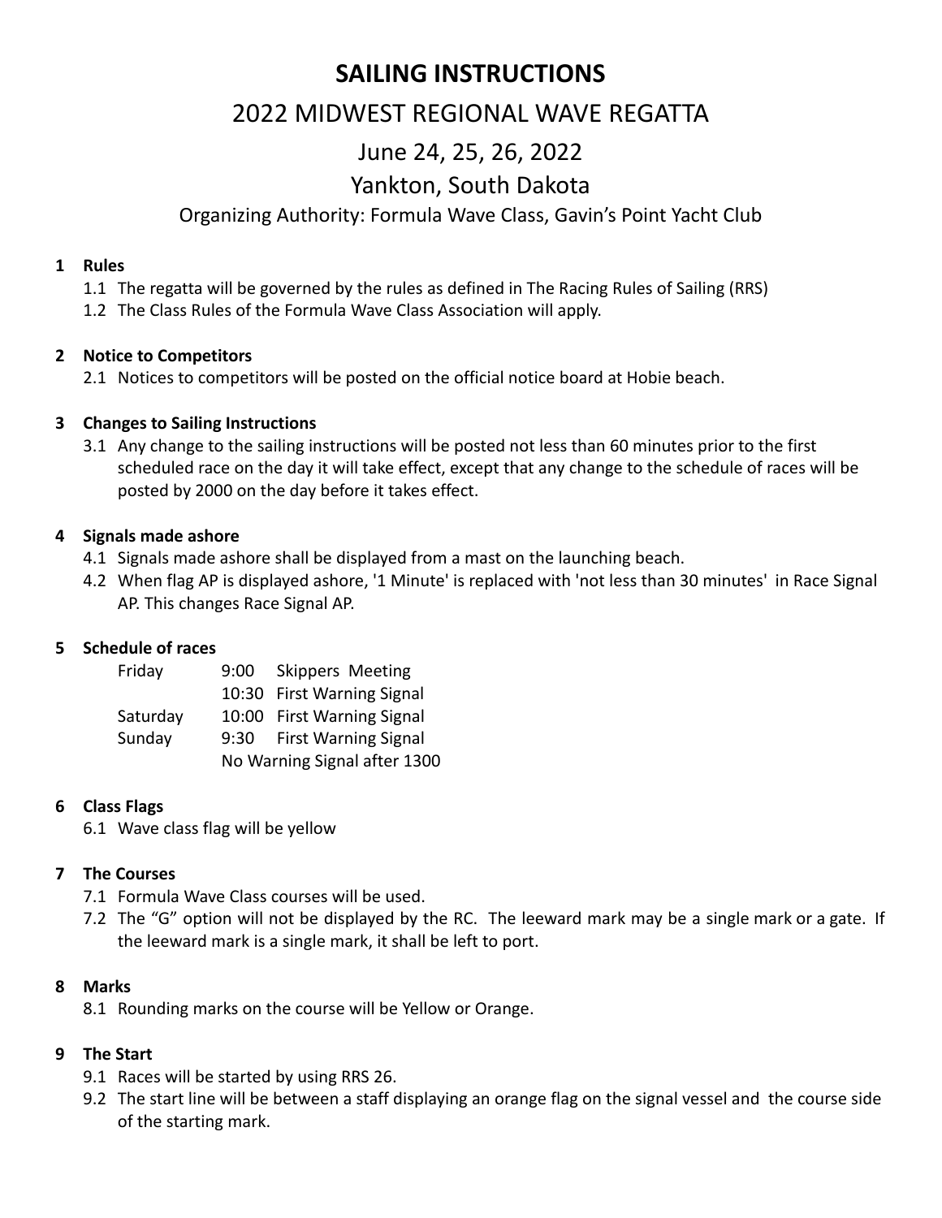# SAILING INSTRUCTIONS

## 2022 MIDWEST REGIONAL WAVE REGATTA

## June 24, 25, 26, 2022

## Yankton, South Dakota

### Organizing Authority: Formula Wave Class, Gavin's Point Yacht Club

**1 Rules**

1.1 The regatta will be governed by the rules as defined in The Racing Rules of Sailing (RRS)

1.2 The Class Rules of the Formula Wave Class Association will apply.

**2 Notice to Competitors**

2.1 Notices to competitors will be posted on the official notice board at Hobie beach.

**3 Changes to Sailing Instructions**

3.1 Any change to the sailing instructions will be posted not less than 60 minutes prior to the first scheduled race on the day it will take effect, except that any change to the schedule of races will be posted by 2000 on the day before it takes effect.

**4 Signals made ashore**

4.1 Signals made ashore shall be displayed from a mast on the launching beach.

4.2 When flag AP is displayed ashore, '1 Minute' is replaced with 'not less than 30 minutes' in Race Signal AP. This changes Race Signal AP.

**5 Schedule of races**

| | | |
|---|---|---|
| Friday | 9:00 | Skippers Meeting |
| | 10:30 | First Warning Signal |
| Saturday | 10:00 | First Warning Signal |
| Sunday | 9:30 | First Warning Signal |
| | No Warning Signal after 1300 | |

**6 Class Flags**

6.1 Wave class flag will be yellow

**7 The Courses**

7.1 Formula Wave Class courses will be used.

7.2 The "G" option will not be displayed by the RC. The leeward mark may be a single mark or a gate. If the leeward mark is a single mark, it shall be left to port.

**8 Marks**

8.1 Rounding marks on the course will be Yellow or Orange.

**9 The Start**

9.1 Races will be started by using RRS 26.

9.2 The start line will be between a staff displaying an orange flag on the signal vessel and the course side of the starting mark.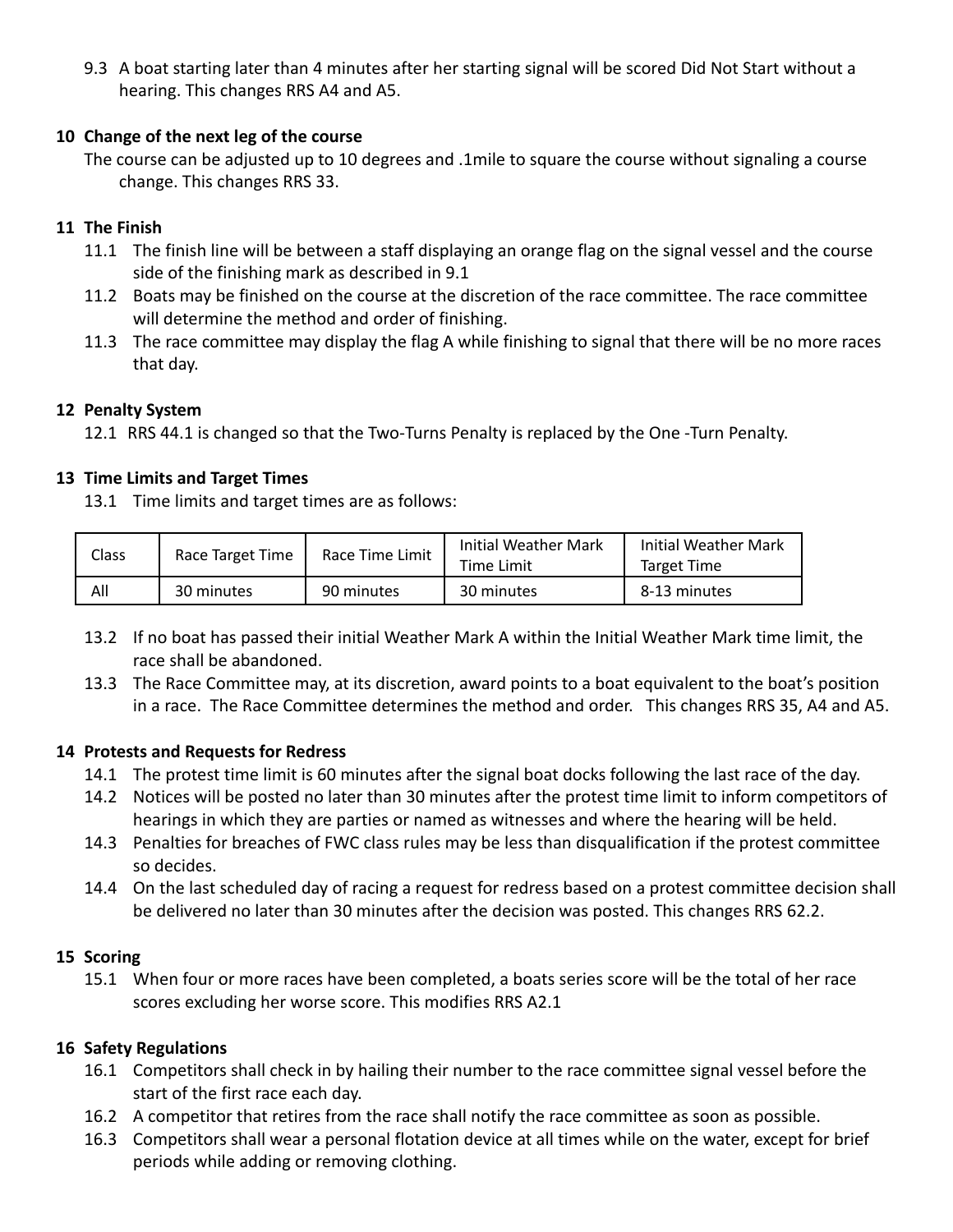9.3 A boat starting later than 4 minutes after her starting signal will be scored Did Not Start without a hearing. This changes RRS A4 and A5.

## 10 Change of the next leg of the course

The course can be adjusted up to 10 degrees and .1mile to square the course without signaling a course change. This changes RRS 33.

## 11 The Finish

11.1 The finish line will be between a staff displaying an orange flag on the signal vessel and the course side of the finishing mark as described in 9.1

11.2 Boats may be finished on the course at the discretion of the race committee. The race committee will determine the method and order of finishing.

11.3 The race committee may display the flag A while finishing to signal that there will be no more races that day.

## 12 Penalty System

12.1 RRS 44.1 is changed so that the Two-Turns Penalty is replaced by the One -Turn Penalty.

## 13 Time Limits and Target Times

13.1 Time limits and target times are as follows:

| Class | Race Target Time | Race Time Limit | Initial Weather Mark Time Limit | Initial Weather Mark Target Time |
|---|---|---|---|---|
| All | 30 minutes | 90 minutes | 30 minutes | 8-13 minutes |

13.2 If no boat has passed their initial Weather Mark A within the Initial Weather Mark time limit, the race shall be abandoned.

13.3 The Race Committee may, at its discretion, award points to a boat equivalent to the boat's position in a race. The Race Committee determines the method and order. This changes RRS 35, A4 and A5.

## 14 Protests and Requests for Redress

14.1 The protest time limit is 60 minutes after the signal boat docks following the last race of the day.

14.2 Notices will be posted no later than 30 minutes after the protest time limit to inform competitors of hearings in which they are parties or named as witnesses and where the hearing will be held.

14.3 Penalties for breaches of FWC class rules may be less than disqualification if the protest committee so decides.

14.4 On the last scheduled day of racing a request for redress based on a protest committee decision shall be delivered no later than 30 minutes after the decision was posted. This changes RRS 62.2.

## 15 Scoring

15.1 When four or more races have been completed, a boats series score will be the total of her race scores excluding her worse score. This modifies RRS A2.1

## 16 Safety Regulations

16.1 Competitors shall check in by hailing their number to the race committee signal vessel before the start of the first race each day.

16.2 A competitor that retires from the race shall notify the race committee as soon as possible.

16.3 Competitors shall wear a personal flotation device at all times while on the water, except for brief periods while adding or removing clothing.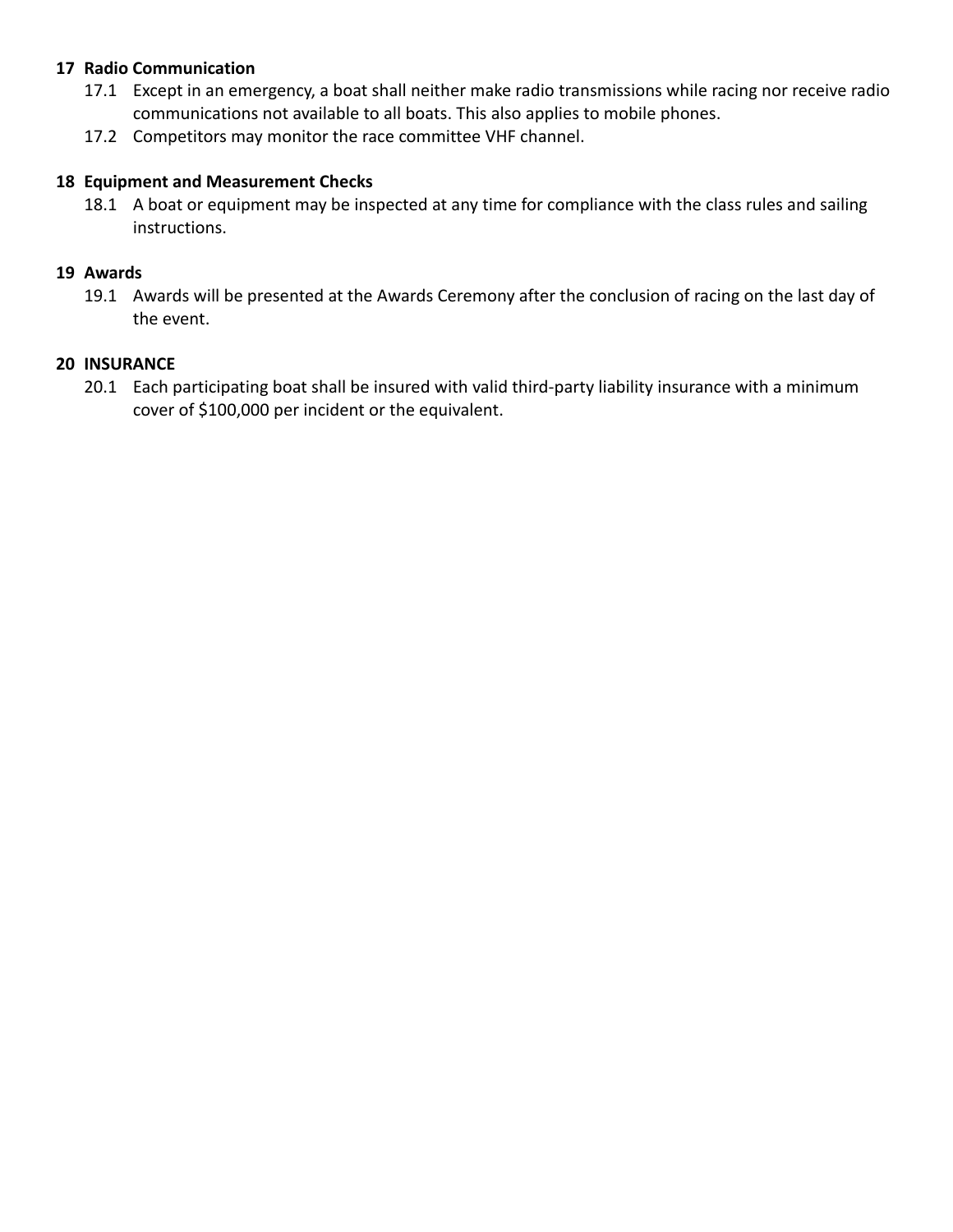## 17 Radio Communication

17.1 Except in an emergency, a boat shall neither make radio transmissions while racing nor receive radio communications not available to all boats. This also applies to mobile phones.

17.2 Competitors may monitor the race committee VHF channel.

## 18 Equipment and Measurement Checks

18.1 A boat or equipment may be inspected at any time for compliance with the class rules and sailing instructions.

## 19 Awards

19.1 Awards will be presented at the Awards Ceremony after the conclusion of racing on the last day of the event.

## 20 INSURANCE

20.1 Each participating boat shall be insured with valid third-party liability insurance with a minimum cover of $100,000 per incident or the equivalent.